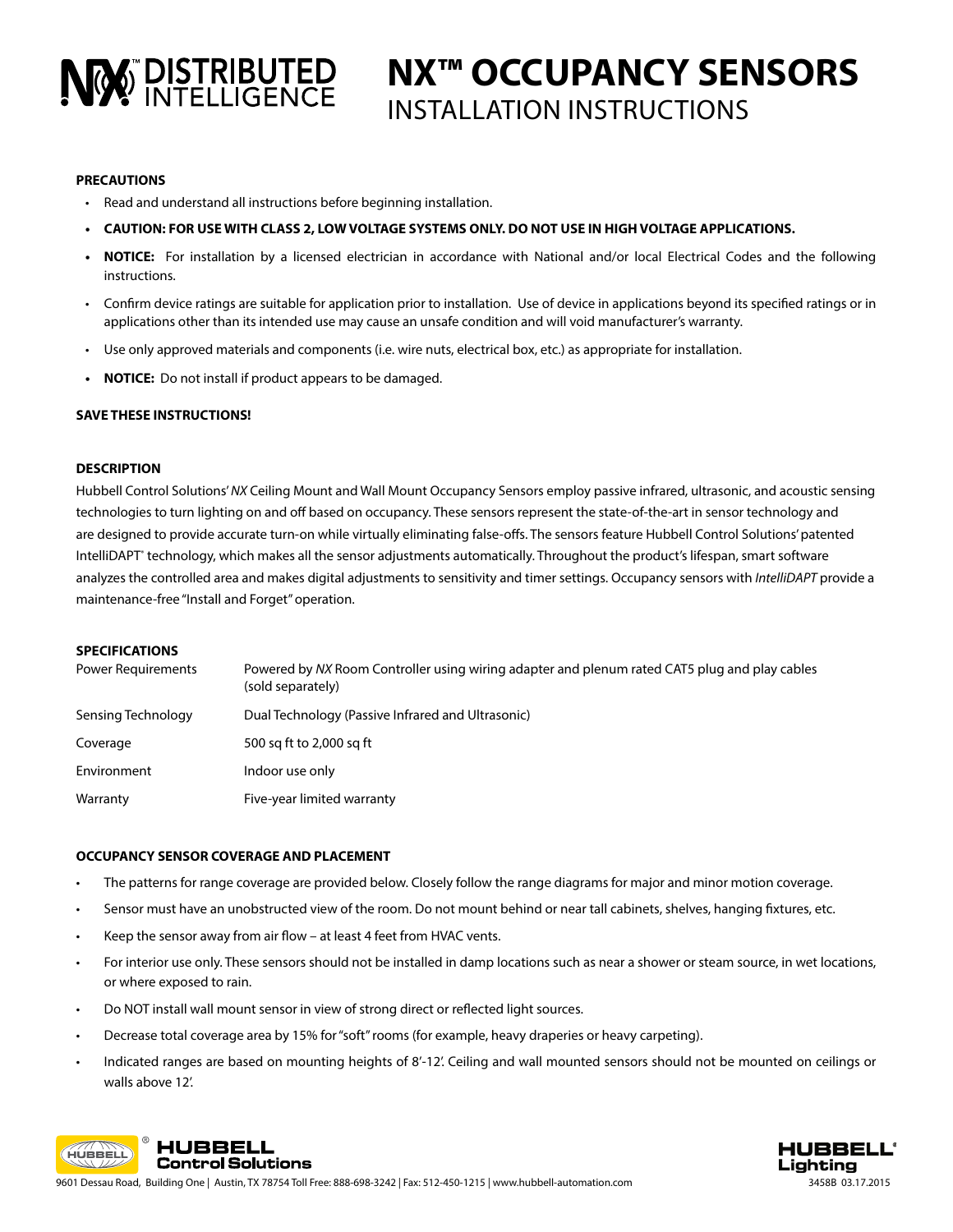# NX™ DISTRIBUTED INTELLIGENCE

# NX™ OCCUPANCY SENSORS

## INSTALLATION INSTRUCTIONS

### PRECAUTIONS

- Read and understand all instructions before beginning installation.
- **CAUTION: FOR USE WITH CLASS 2, LOW VOLTAGE SYSTEMS ONLY. DO NOT USE IN HIGH VOLTAGE APPLICATIONS.**
- **NOTICE:** For installation by a licensed electrician in accordance with National and/or local Electrical Codes and the following instructions.
- Confirm device ratings are suitable for application prior to installation. Use of device in applications beyond its specified ratings or in applications other than its intended use may cause an unsafe condition and will void manufacturer's warranty.
- Use only approved materials and components (i.e. wire nuts, electrical box, etc.) as appropriate for installation.
- **NOTICE:** Do not install if product appears to be damaged.

**SAVE THESE INSTRUCTIONS!**

### DESCRIPTION

Hubbell Control Solutions' *NX* Ceiling Mount and Wall Mount Occupancy Sensors employ passive infrared, ultrasonic, and acoustic sensing technologies to turn lighting on and off based on occupancy. These sensors represent the state-of-the-art in sensor technology and are designed to provide accurate turn-on while virtually eliminating false-offs. The sensors feature Hubbell Control Solutions' patented IntelliDAPT® technology, which makes all the sensor adjustments automatically. Throughout the product's lifespan, smart software analyzes the controlled area and makes digital adjustments to sensitivity and timer settings. Occupancy sensors with *IntelliDAPT* provide a maintenance-free "Install and Forget" operation.

### SPECIFICATIONS

| | |
|---|---|
| Power Requirements | Powered by *NX* Room Controller using wiring adapter and plenum rated CAT5 plug and play cables (sold separately) |
| Sensing Technology | Dual Technology (Passive Infrared and Ultrasonic) |
| Coverage | 500 sq ft to 2,000 sq ft |
| Environment | Indoor use only |
| Warranty | Five-year limited warranty |

### OCCUPANCY SENSOR COVERAGE AND PLACEMENT

- The patterns for range coverage are provided below. Closely follow the range diagrams for major and minor motion coverage.
- Sensor must have an unobstructed view of the room. Do not mount behind or near tall cabinets, shelves, hanging fixtures, etc.
- Keep the sensor away from air flow – at least 4 feet from HVAC vents.
- For interior use only. These sensors should not be installed in damp locations such as near a shower or steam source, in wet locations, or where exposed to rain.
- Do NOT install wall mount sensor in view of strong direct or reflected light sources.
- Decrease total coverage area by 15% for "soft" rooms (for example, heavy draperies or heavy carpeting).
- Indicated ranges are based on mounting heights of 8'-12'. Ceiling and wall mounted sensors should not be mounted on ceilings or walls above 12'.

HUBBELL Control Solutions

9601 Dessau Road, Building One | Austin, TX 78754 Toll Free: 888-698-3242 | Fax: 512-450-1215 | www.hubbell-automation.com

HUBBELL Lighting

3458B 03.17.2015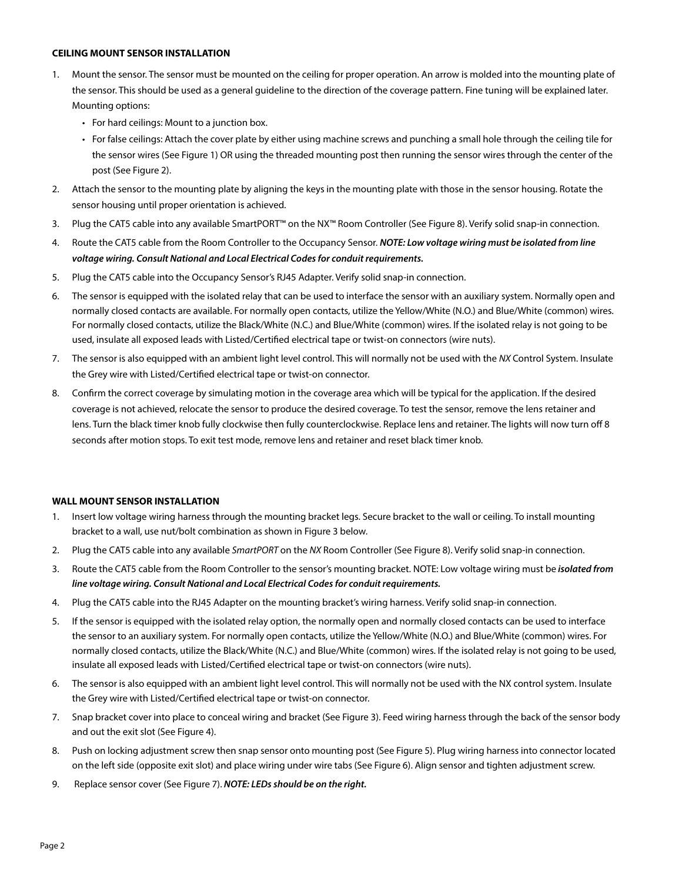**CEILING MOUNT SENSOR INSTALLATION**

1. Mount the sensor. The sensor must be mounted on the ceiling for proper operation. An arrow is molded into the mounting plate of the sensor. This should be used as a general guideline to the direction of the coverage pattern. Fine tuning will be explained later. Mounting options:
   - For hard ceilings: Mount to a junction box.
   - For false ceilings: Attach the cover plate by either using machine screws and punching a small hole through the ceiling tile for the sensor wires (See Figure 1) OR using the threaded mounting post then running the sensor wires through the center of the post (See Figure 2).
2. Attach the sensor to the mounting plate by aligning the keys in the mounting plate with those in the sensor housing. Rotate the sensor housing until proper orientation is achieved.
3. Plug the CAT5 cable into any available SmartPORT™ on the NX™ Room Controller (See Figure 8). Verify solid snap-in connection.
4. Route the CAT5 cable from the Room Controller to the Occupancy Sensor. ***NOTE: Low voltage wiring must be isolated from line voltage wiring. Consult National and Local Electrical Codes for conduit requirements.***
5. Plug the CAT5 cable into the Occupancy Sensor's RJ45 Adapter. Verify solid snap-in connection.
6. The sensor is equipped with the isolated relay that can be used to interface the sensor with an auxiliary system. Normally open and normally closed contacts are available. For normally open contacts, utilize the Yellow/White (N.O.) and Blue/White (common) wires. For normally closed contacts, utilize the Black/White (N.C.) and Blue/White (common) wires. If the isolated relay is not going to be used, insulate all exposed leads with Listed/Certified electrical tape or twist-on connectors (wire nuts).
7. The sensor is also equipped with an ambient light level control. This will normally not be used with the *NX* Control System. Insulate the Grey wire with Listed/Certified electrical tape or twist-on connector.
8. Confirm the correct coverage by simulating motion in the coverage area which will be typical for the application. If the desired coverage is not achieved, relocate the sensor to produce the desired coverage. To test the sensor, remove the lens retainer and lens. Turn the black timer knob fully clockwise then fully counterclockwise. Replace lens and retainer. The lights will now turn off 8 seconds after motion stops. To exit test mode, remove lens and retainer and reset black timer knob.

**WALL MOUNT SENSOR INSTALLATION**

1. Insert low voltage wiring harness through the mounting bracket legs. Secure bracket to the wall or ceiling. To install mounting bracket to a wall, use nut/bolt combination as shown in Figure 3 below.
2. Plug the CAT5 cable into any available *SmartPORT* on the *NX* Room Controller (See Figure 8). Verify solid snap-in connection.
3. Route the CAT5 cable from the Room Controller to the sensor's mounting bracket. NOTE: Low voltage wiring must be ***isolated from line voltage wiring. Consult National and Local Electrical Codes for conduit requirements.***
4. Plug the CAT5 cable into the RJ45 Adapter on the mounting bracket's wiring harness. Verify solid snap-in connection.
5. If the sensor is equipped with the isolated relay option, the normally open and normally closed contacts can be used to interface the sensor to an auxiliary system. For normally open contacts, utilize the Yellow/White (N.O.) and Blue/White (common) wires. For normally closed contacts, utilize the Black/White (N.C.) and Blue/White (common) wires. If the isolated relay is not going to be used, insulate all exposed leads with Listed/Certified electrical tape or twist-on connectors (wire nuts).
6. The sensor is also equipped with an ambient light level control. This will normally not be used with the NX control system. Insulate the Grey wire with Listed/Certified electrical tape or twist-on connector.
7. Snap bracket cover into place to conceal wiring and bracket (See Figure 3). Feed wiring harness through the back of the sensor body and out the exit slot (See Figure 4).
8. Push on locking adjustment screw then snap sensor onto mounting post (See Figure 5). Plug wiring harness into connector located on the left side (opposite exit slot) and place wiring under wire tabs (See Figure 6). Align sensor and tighten adjustment screw.
9. Replace sensor cover (See Figure 7). ***NOTE: LEDs should be on the right.***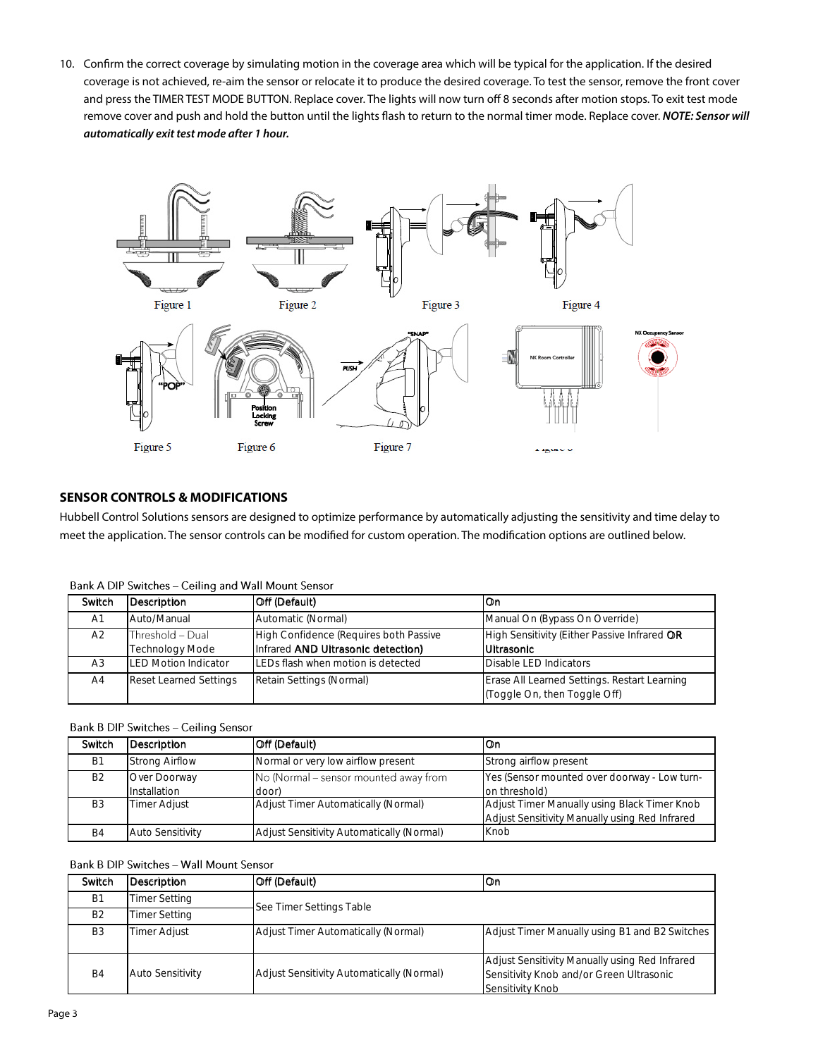10. Confirm the correct coverage by simulating motion in the coverage area which will be typical for the application. If the desired coverage is not achieved, re-aim the sensor or relocate it to produce the desired coverage. To test the sensor, remove the front cover and press the TIMER TEST MODE BUTTON. Replace cover. The lights will now turn off 8 seconds after motion stops. To exit test mode remove cover and push and hold the button until the lights flash to return to the normal timer mode. Replace cover. ***NOTE: Sensor will automatically exit test mode after 1 hour.***

Figure 1

Figure 2

Figure 3

Figure 4

Figure 5

Figure 6

Figure 7

Figure 8

## SENSOR CONTROLS & MODIFICATIONS

Hubbell Control Solutions sensors are designed to optimize performance by automatically adjusting the sensitivity and time delay to meet the application. The sensor controls can be modified for custom operation. The modification options are outlined below.

Bank A DIP Switches – Ceiling and Wall Mount Sensor

| Switch | Description | Off (Default) | On |
|---|---|---|---|
| A1 | Auto/Manual | Automatic (Normal) | Manual On (Bypass On Override) |
| A2 | Threshold – Dual Technology Mode | High Confidence (Requires both Passive Infrared AND Ultrasonic detection) | High Sensitivity (Either Passive Infrared OR Ultrasonic |
| A3 | LED Motion Indicator | LEDs flash when motion is detected | Disable LED Indicators |
| A4 | Reset Learned Settings | Retain Settings (Normal) | Erase All Learned Settings. Restart Learning (Toggle On, then Toggle Off) |

Bank B DIP Switches – Ceiling Sensor

| Switch | Description | Off (Default) | On |
|---|---|---|---|
| B1 | Strong Airflow | Normal or very low airflow present | Strong airflow present |
| B2 | Over Doorway Installation | No (Normal – sensor mounted away from door) | Yes (Sensor mounted over doorway - Low turn-on threshold) |
| B3 | Timer Adjust | Adjust Timer Automatically (Normal) | Adjust Timer Manually using Black Timer Knob |
| B4 | Auto Sensitivity | Adjust Sensitivity Automatically (Normal) | Adjust Sensitivity Manually using Red Infrared Knob |

Bank B DIP Switches – Wall Mount Sensor

| Switch | Description | Off (Default) | On |
|---|---|---|---|
| B1 | Timer Setting | See Timer Settings Table | |
| B2 | Timer Setting | | |
| B3 | Timer Adjust | Adjust Timer Automatically (Normal) | Adjust Timer Manually using B1 and B2 Switches |
| B4 | Auto Sensitivity | Adjust Sensitivity Automatically (Normal) | Adjust Sensitivity Manually using Red Infrared Sensitivity Knob and/or Green Ultrasonic Sensitivity Knob |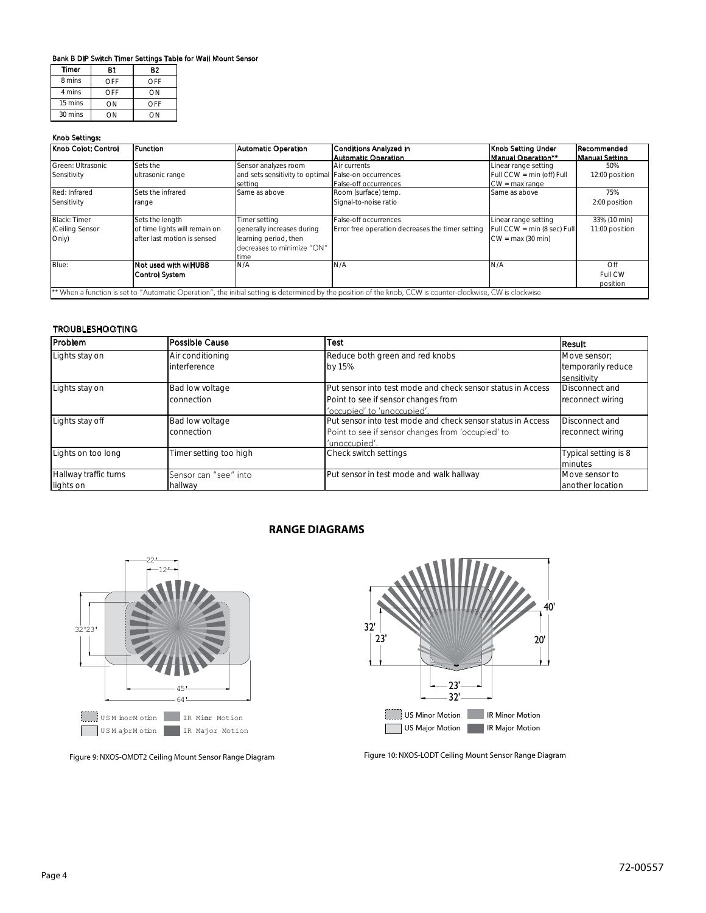**Bank B DIP Switch Timer Settings Table for Wall Mount Sensor**

| Timer | B1 | B2 |
|---|---|---|
| 8 mins | OFF | OFF |
| 4 mins | OFF | ON |
| 15 mins | ON | OFF |
| 30 mins | ON | ON |

**Knob Settings:**

| Knob Color: Control | Function | Automatic Operation | Conditions Analyzed in Automatic Operation | Knob Setting Under Manual Operation** | Recommended Manual Setting |
|---|---|---|---|---|---|
| Green: Ultrasonic Sensitivity | Sets the ultrasonic range | Sensor analyzes room and sets sensitivity to optimal setting | Air currents False-on occurrences False-off occurrences | Linear range setting Full CCW = min (off) Full CW = max range | 50% 12:00 position |
| Red: Infrared Sensitivity | Sets the infrared range | Same as above | Room (surface) temp. Signal-to-noise ratio | Same as above | 75% 2:00 position |
| Black: Timer (Ceiling Sensor Only) | Sets the length of time lights will remain on after last motion is sensed | Timer setting generally increases during learning period, then decreases to minimize "ON" time | False-off occurrences Error free operation decreases the timer setting | Linear range setting Full CCW = min (8 sec) Full CW = max (30 min) | 33% (10 min) 11:00 position |
| Blue: | Not used with wiHUBB Control System | N/A | N/A | N/A | Off Full CW position |

** When a function is set to "Automatic Operation", the initial setting is determined by the position of the knob, CCW is counter-clockwise, CW is clockwise

## TROUBLESHOOTING

| Problem | Possible Cause | Test | Result |
|---|---|---|---|
| Lights stay on | Air conditioning interference | Reduce both green and red knobs by 15% | Move sensor; temporarily reduce sensitivity |
| Lights stay on | Bad low voltage connection | Put sensor into test mode and check sensor status in Access Point to see if sensor changes from 'occupied' to 'unoccupied'. | Disconnect and reconnect wiring |
| Lights stay off | Bad low voltage connection | Put sensor into test mode and check sensor status in Access Point to see if sensor changes from 'occupied' to 'unoccupied'. | Disconnect and reconnect wiring |
| Lights on too long | Timer setting too high | Check switch settings | Typical setting is 8 minutes |
| Hallway traffic turns lights on | Sensor can "see" into hallway | Put sensor in test mode and walk hallway | Move sensor to another location |

## RANGE DIAGRAMS

22'
12'
32'
23'
45'
64'
US Minor Motion
IR Minor Motion
US Major Motion
IR Major Motion

Figure 9: NXOS-OMDT2 Ceiling Mount Sensor Range Diagram

40'
32'
23'
20'
23'
32'
US Minor Motion
IR Minor Motion
US Major Motion
IR Major Motion

Figure 10: NXOS-LODT Ceiling Mount Sensor Range Diagram

72-00557